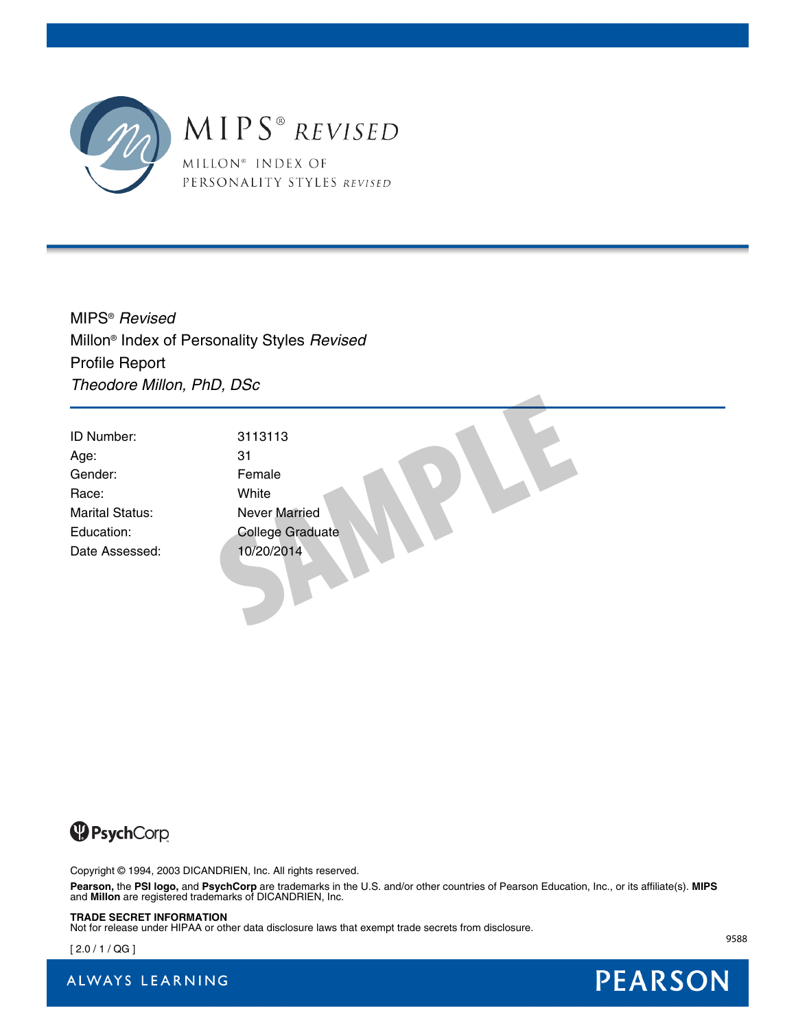# MIPS® *REVISED*

MILLON® INDEX OF PERSONALITY STYLES *REVISED*

MIPS® *Revised*
Millon® Index of Personality Styles *Revised*
Profile Report
*Theodore Millon, PhD, DSc*

| | |
|---|---|
| ID Number: | 3113113 |
| Age: | 31 |
| Gender: | Female |
| Race: | White |
| Marital Status: | Never Married |
| Education: | College Graduate |
| Date Assessed: | 10/20/2014 |

SAMPLE

PsychCorp

Copyright © 1994, 2003 DICANDRIEN, Inc. All rights reserved.

**Pearson,** the **PSI logo,** and **PsychCorp** are trademarks in the U.S. and/or other countries of Pearson Education, Inc., or its affiliate(s). **MIPS** and **Millon** are registered trademarks of DICANDRIEN, Inc.

**TRADE SECRET INFORMATION**
Not for release under HIPAA or other data disclosure laws that exempt trade secrets from disclosure.

9588

[ 2.0 / 1 / QG ]

ALWAYS LEARNING

PEARSON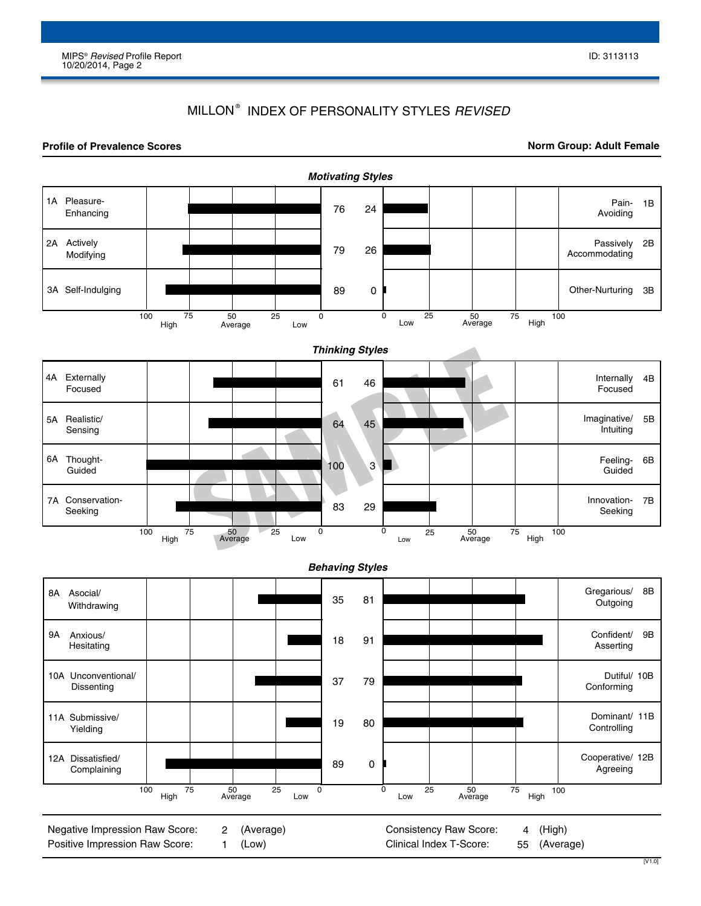# MILLON® INDEX OF PERSONALITY STYLES *REVISED*

**Profile of Prevalence Scores** **Norm Group: Adult Female**

### *Motivating Styles*

| Scale | Score | Score | Scale |
|---|---|---|---|
| 1A Pleasure-Enhancing | 76 | 24 | Pain-Avoiding 1B |
| 2A Actively Modifying | 79 | 26 | Passively Accommodating 2B |
| 3A Self-Indulging | 89 | 0 | Other-Nurturing 3B |

### *Thinking Styles*

| Scale | Score | Score | Scale |
|---|---|---|---|
| 4A Externally Focused | 61 | 46 | Internally Focused 4B |
| 5A Realistic/ Sensing | 64 | 45 | Imaginative/ Intuiting 5B |
| 6A Thought-Guided | 100 | 3 | Feeling-Guided 6B |
| 7A Conservation-Seeking | 83 | 29 | Innovation-Seeking 7B |

### *Behaving Styles*

| Scale | Score | Score | Scale |
|---|---|---|---|
| 8A Asocial/ Withdrawing | 35 | 81 | Gregarious/ Outgoing 8B |
| 9A Anxious/ Hesitating | 18 | 91 | Confident/ Asserting 9B |
| 10A Unconventional/ Dissenting | 37 | 79 | Dutiful/ Conforming 10B |
| 11A Submissive/ Yielding | 19 | 80 | Dominant/ Controlling 11B |
| 12A Dissatisfied/ Complaining | 89 | 0 | Cooperative/ Agreeing 12B |

Scale: 100 High – 75 – 50 Average – 25 Low – 0 | 0 – Low 25 – 50 Average – 75 High – 100

| | | | | | |
|---|---|---|---|---|---|
| Negative Impression Raw Score: | 2 | (Average) | Consistency Raw Score: | 4 | (High) |
| Positive Impression Raw Score: | 1 | (Low) | Clinical Index T-Score: | 55 | (Average) |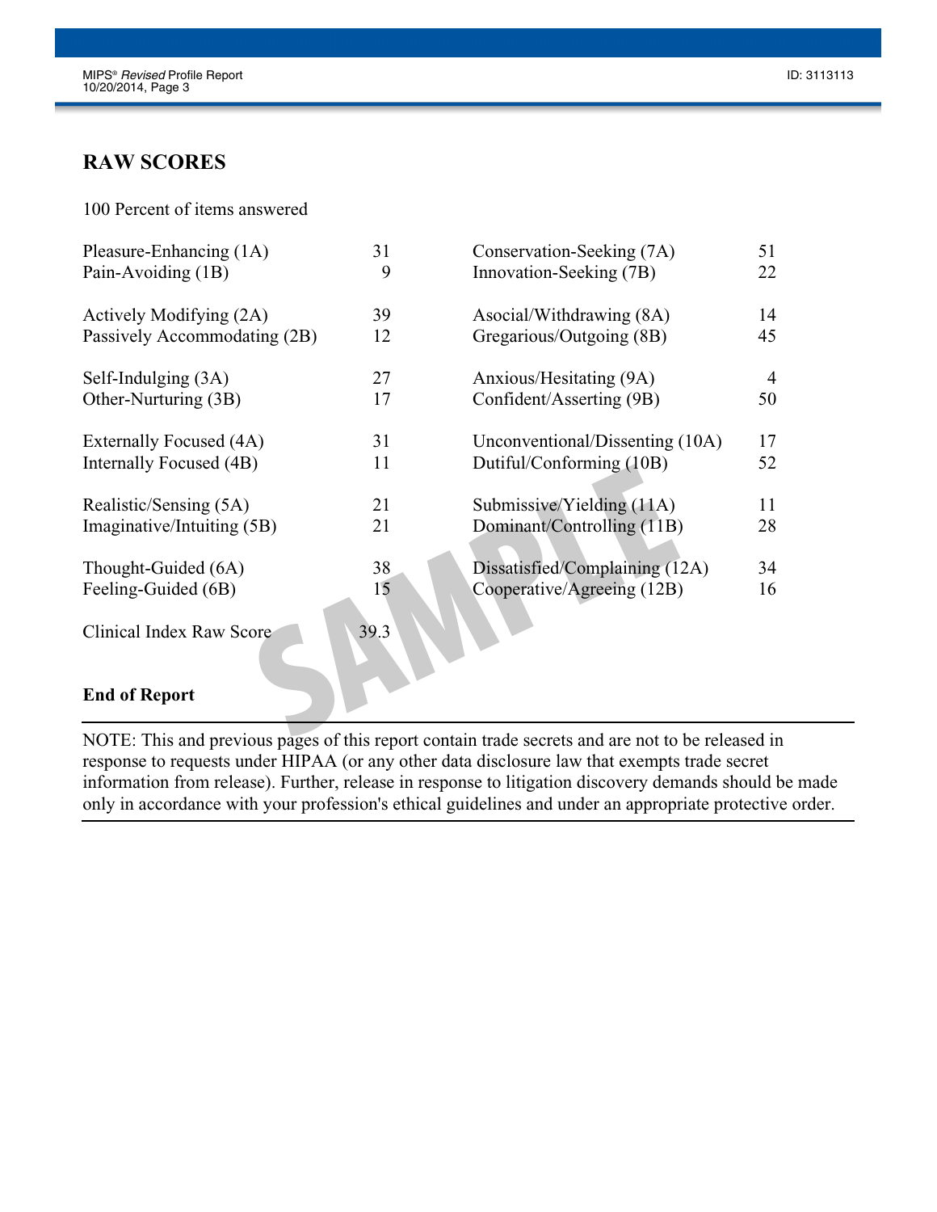## RAW SCORES

100 Percent of items answered

| Scale | Score | Scale | Score |
|---|---|---|---|
| Pleasure-Enhancing (1A) | 31 | Conservation-Seeking (7A) | 51 |
| Pain-Avoiding (1B) | 9 | Innovation-Seeking (7B) | 22 |
| Actively Modifying (2A) | 39 | Asocial/Withdrawing (8A) | 14 |
| Passively Accommodating (2B) | 12 | Gregarious/Outgoing (8B) | 45 |
| Self-Indulging (3A) | 27 | Anxious/Hesitating (9A) | 4 |
| Other-Nurturing (3B) | 17 | Confident/Asserting (9B) | 50 |
| Externally Focused (4A) | 31 | Unconventional/Dissenting (10A) | 17 |
| Internally Focused (4B) | 11 | Dutiful/Conforming (10B) | 52 |
| Realistic/Sensing (5A) | 21 | Submissive/Yielding (11A) | 11 |
| Imaginative/Intuiting (5B) | 21 | Dominant/Controlling (11B) | 28 |
| Thought-Guided (6A) | 38 | Dissatisfied/Complaining (12A) | 34 |
| Feeling-Guided (6B) | 15 | Cooperative/Agreeing (12B) | 16 |

Clinical Index Raw Score 39.3

**End of Report**

---

NOTE: This and previous pages of this report contain trade secrets and are not to be released in response to requests under HIPAA (or any other data disclosure law that exempts trade secret information from release). Further, release in response to litigation discovery demands should be made only in accordance with your profession's ethical guidelines and under an appropriate protective order.

---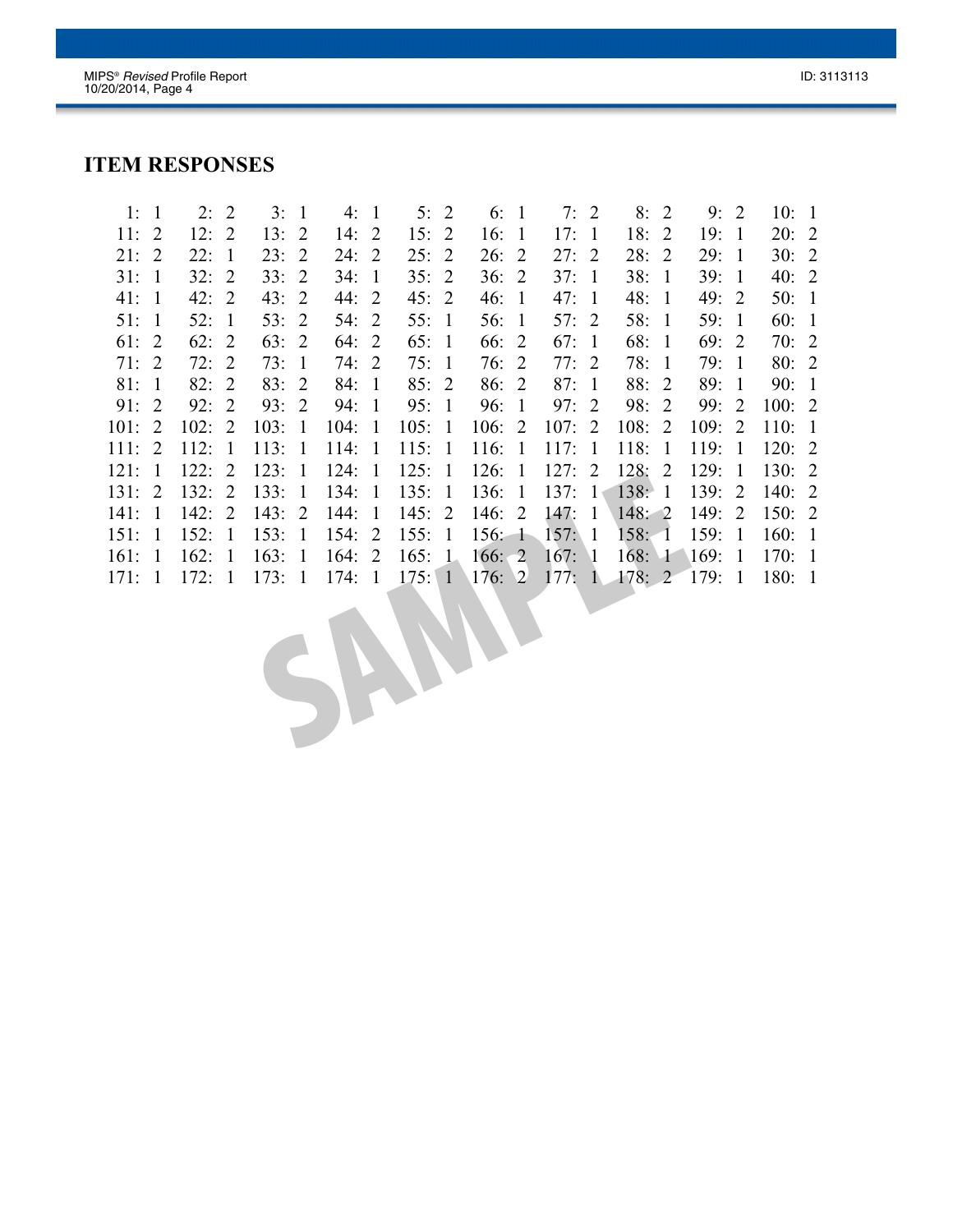# ITEM RESPONSES

| | | | | | | | | | |
|---|---|---|---|---|---|---|---|---|---|
| 1: 1 | 2: 2 | 3: 1 | 4: 1 | 5: 2 | 6: 1 | 7: 2 | 8: 2 | 9: 2 | 10: 1 |
| 11: 2 | 12: 2 | 13: 2 | 14: 2 | 15: 2 | 16: 1 | 17: 1 | 18: 2 | 19: 1 | 20: 2 |
| 21: 2 | 22: 1 | 23: 2 | 24: 2 | 25: 2 | 26: 2 | 27: 2 | 28: 2 | 29: 1 | 30: 2 |
| 31: 1 | 32: 2 | 33: 2 | 34: 1 | 35: 2 | 36: 2 | 37: 1 | 38: 1 | 39: 1 | 40: 2 |
| 41: 1 | 42: 2 | 43: 2 | 44: 2 | 45: 2 | 46: 1 | 47: 1 | 48: 1 | 49: 2 | 50: 1 |
| 51: 1 | 52: 1 | 53: 2 | 54: 2 | 55: 1 | 56: 1 | 57: 2 | 58: 1 | 59: 1 | 60: 1 |
| 61: 2 | 62: 2 | 63: 2 | 64: 2 | 65: 1 | 66: 2 | 67: 1 | 68: 1 | 69: 2 | 70: 2 |
| 71: 2 | 72: 2 | 73: 1 | 74: 2 | 75: 1 | 76: 2 | 77: 2 | 78: 1 | 79: 1 | 80: 2 |
| 81: 1 | 82: 2 | 83: 2 | 84: 1 | 85: 2 | 86: 2 | 87: 1 | 88: 2 | 89: 1 | 90: 1 |
| 91: 2 | 92: 2 | 93: 2 | 94: 1 | 95: 1 | 96: 1 | 97: 2 | 98: 2 | 99: 2 | 100: 2 |
| 101: 2 | 102: 2 | 103: 1 | 104: 1 | 105: 1 | 106: 2 | 107: 2 | 108: 2 | 109: 2 | 110: 1 |
| 111: 2 | 112: 1 | 113: 1 | 114: 1 | 115: 1 | 116: 1 | 117: 1 | 118: 1 | 119: 1 | 120: 2 |
| 121: 1 | 122: 2 | 123: 1 | 124: 1 | 125: 1 | 126: 1 | 127: 2 | 128: 2 | 129: 1 | 130: 2 |
| 131: 2 | 132: 2 | 133: 1 | 134: 1 | 135: 1 | 136: 1 | 137: 1 | 138: 1 | 139: 2 | 140: 2 |
| 141: 1 | 142: 2 | 143: 2 | 144: 1 | 145: 2 | 146: 2 | 147: 1 | 148: 2 | 149: 2 | 150: 2 |
| 151: 1 | 152: 1 | 153: 1 | 154: 2 | 155: 1 | 156: 1 | 157: 1 | 158: 1 | 159: 1 | 160: 1 |
| 161: 1 | 162: 1 | 163: 1 | 164: 2 | 165: 1 | 166: 2 | 167: 1 | 168: 1 | 169: 1 | 170: 1 |
| 171: 1 | 172: 1 | 173: 1 | 174: 1 | 175: 1 | 176: 2 | 177: 1 | 178: 2 | 179: 1 | 180: 1 |

SAMPLE